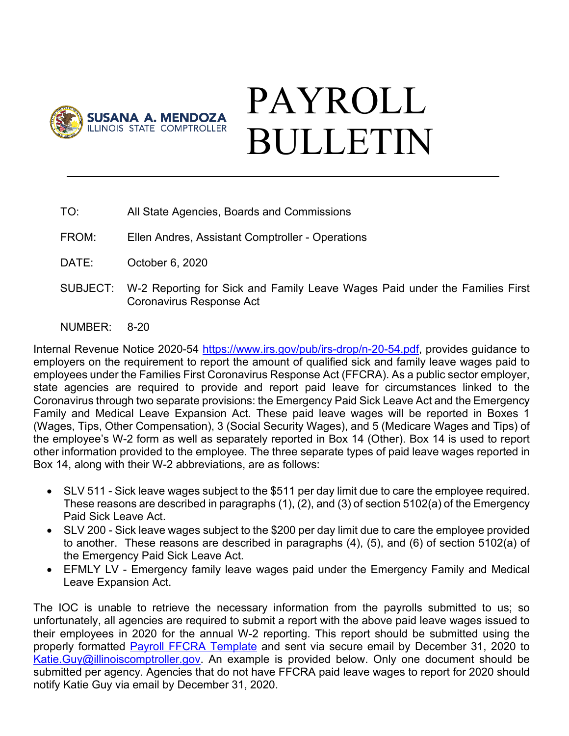SUSANA A. MENDOZA
ILLINOIS STATE COMPTROLLER

# PAYROLL BULLETIN

TO: All State Agencies, Boards and Commissions

FROM: Ellen Andres, Assistant Comptroller - Operations

DATE: October 6, 2020

SUBJECT: W-2 Reporting for Sick and Family Leave Wages Paid under the Families First Coronavirus Response Act

NUMBER: 8-20

Internal Revenue Notice 2020-54 https://www.irs.gov/pub/irs-drop/n-20-54.pdf, provides guidance to employers on the requirement to report the amount of qualified sick and family leave wages paid to employees under the Families First Coronavirus Response Act (FFCRA). As a public sector employer, state agencies are required to provide and report paid leave for circumstances linked to the Coronavirus through two separate provisions: the Emergency Paid Sick Leave Act and the Emergency Family and Medical Leave Expansion Act. These paid leave wages will be reported in Boxes 1 (Wages, Tips, Other Compensation), 3 (Social Security Wages), and 5 (Medicare Wages and Tips) of the employee's W-2 form as well as separately reported in Box 14 (Other). Box 14 is used to report other information provided to the employee. The three separate types of paid leave wages reported in Box 14, along with their W-2 abbreviations, are as follows:

- SLV 511 - Sick leave wages subject to the $511 per day limit due to care the employee required. These reasons are described in paragraphs (1), (2), and (3) of section 5102(a) of the Emergency Paid Sick Leave Act.
- SLV 200 - Sick leave wages subject to the $200 per day limit due to care the employee provided to another. These reasons are described in paragraphs (4), (5), and (6) of section 5102(a) of the Emergency Paid Sick Leave Act.
- EFMLY LV - Emergency family leave wages paid under the Emergency Family and Medical Leave Expansion Act.

The IOC is unable to retrieve the necessary information from the payrolls submitted to us; so unfortunately, all agencies are required to submit a report with the above paid leave wages issued to their employees in 2020 for the annual W-2 reporting. This report should be submitted using the properly formatted Payroll FFCRA Template and sent via secure email by December 31, 2020 to Katie.Guy@illinoiscomptroller.gov. An example is provided below. Only one document should be submitted per agency. Agencies that do not have FFCRA paid leave wages to report for 2020 should notify Katie Guy via email by December 31, 2020.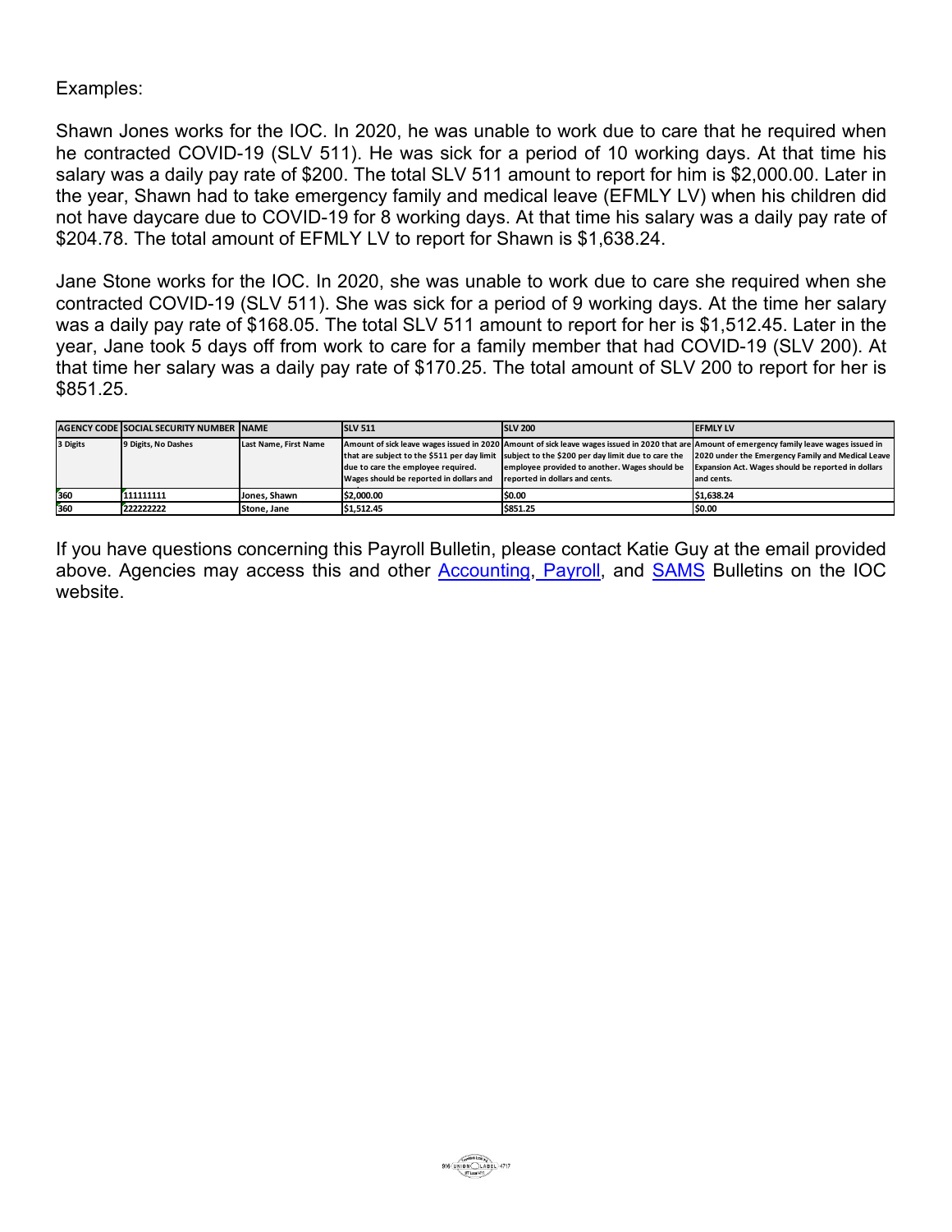Examples:

Shawn Jones works for the IOC. In 2020, he was unable to work due to care that he required when he contracted COVID-19 (SLV 511). He was sick for a period of 10 working days. At that time his salary was a daily pay rate of $200. The total SLV 511 amount to report for him is $2,000.00. Later in the year, Shawn had to take emergency family and medical leave (EFMLY LV) when his children did not have daycare due to COVID-19 for 8 working days. At that time his salary was a daily pay rate of $204.78. The total amount of EFMLY LV to report for Shawn is $1,638.24.

Jane Stone works for the IOC. In 2020, she was unable to work due to care she required when she contracted COVID-19 (SLV 511). She was sick for a period of 9 working days. At the time her salary was a daily pay rate of $168.05. The total SLV 511 amount to report for her is $1,512.45. Later in the year, Jane took 5 days off from work to care for a family member that had COVID-19 (SLV 200). At that time her salary was a daily pay rate of $170.25. The total amount of SLV 200 to report for her is $851.25.

| AGENCY CODE | SOCIAL SECURITY NUMBER | NAME | SLV 511 | SLV 200 | EFMLY LV |
|---|---|---|---|---|---|
| 3 Digits | 9 Digits, No Dashes | Last Name, First Name | Amount of sick leave wages issued in 2020 that are subject to the $511 per day limit due to care the employee required. Wages should be reported in dollars and | Amount of sick leave wages issued in 2020 that are subject to the $200 per day limit due to care the employee provided to another. Wages should be reported in dollars and cents. | Amount of emergency family leave wages issued in 2020 under the Emergency Family and Medical Leave Expansion Act. Wages should be reported in dollars and cents. |
| 360 | 111111111 | Jones, Shawn | $2,000.00 | $0.00 | $1,638.24 |
| 360 | 222222222 | Stone, Jane | $1,512.45 | $851.25 | $0.00 |

If you have questions concerning this Payroll Bulletin, please contact Katie Guy at the email provided above. Agencies may access this and other Accounting, Payroll, and SAMS Bulletins on the IOC website.